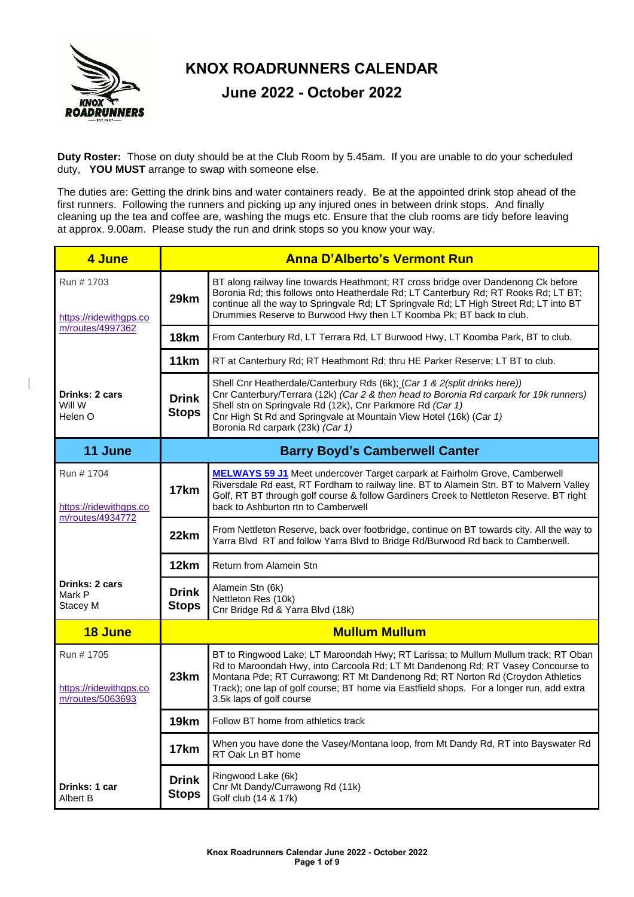# KNOX ROADRUNNERS CALENDAR

## June 2022 - October 2022

**Duty Roster:** Those on duty should be at the Club Room by 5.45am. If you are unable to do your scheduled duty, **YOU MUST** arrange to swap with someone else.

The duties are: Getting the drink bins and water containers ready. Be at the appointed drink stop ahead of the first runners. Following the runners and picking up any injured ones in between drink stops. And finally cleaning up the tea and coffee are, washing the mugs etc. Ensure that the club rooms are tidy before leaving at approx. 9.00am. Please study the run and drink stops so you know your way.

| **4 June** | **Anna D'Alberto's Vermont Run** | |
|---|---|---|
| Run # 1703<br><br>https://ridewithgps.com/routes/4997362 | **29km** | BT along railway line towards Heathmont; RT cross bridge over Dandenong Ck before Boronia Rd; this follows onto Heatherdale Rd; LT Canterbury Rd; RT Rooks Rd; LT BT; continue all the way to Springvale Rd; LT Springvale Rd; LT High Street Rd; LT into BT Drummies Reserve to Burwood Hwy then LT Koomba Pk; BT back to club. |
| | **18km** | From Canterbury Rd, LT Terrara Rd, LT Burwood Hwy, LT Koomba Park, BT to club. |
| | **11km** | RT at Canterbury Rd; RT Heathmont Rd; thru HE Parker Reserve; LT BT to club. |
| **Drinks: 2 cars**<br>Will W<br>Helen O | **Drink Stops** | Shell Cnr Heatherdale/Canterbury Rds (6k); *(Car 1 & 2(split drinks here))*<br>Cnr Canterbury/Terrara (12k) *(Car 2 & then head to Boronia Rd carpark for 19k runners)*<br>Shell stn on Springvale Rd (12k), Cnr Parkmore Rd *(Car 1)*<br>Cnr High St Rd and Springvale at Mountain View Hotel (16k) *(Car 1)*<br>Boronia Rd carpark (23k) *(Car 1)* |
| **11 June** | **Barry Boyd's Camberwell Canter** | |
| Run # 1704<br><br>https://ridewithgps.com/routes/4934772 | **17km** | **MELWAYS 59 J1** Meet undercover Target carpark at Fairholm Grove, Camberwell Riversdale Rd east, RT Fordham to railway line. BT to Alamein Stn. BT to Malvern Valley Golf, RT BT through golf course & follow Gardiners Creek to Nettleton Reserve. BT right back to Ashburton rtn to Camberwell |
| | **22km** | From Nettleton Reserve, back over footbridge, continue on BT towards city. All the way to Yarra Blvd RT and follow Yarra Blvd to Bridge Rd/Burwood Rd back to Camberwell. |
| | **12km** | Return from Alamein Stn |
| **Drinks: 2 cars**<br>Mark P<br>Stacey M | **Drink Stops** | Alamein Stn (6k)<br>Nettleton Res (10k)<br>Cnr Bridge Rd & Yarra Blvd (18k) |
| **18 June** | **Mullum Mullum** | |
| Run # 1705<br><br>https://ridewithgps.com/routes/5063693 | **23km** | BT to Ringwood Lake; LT Maroondah Hwy; RT Larissa; to Mullum Mullum track; RT Oban Rd to Maroondah Hwy, into Carcoola Rd; LT Mt Dandenong Rd; RT Vasey Concourse to Montana Pde; RT Currawong; RT Mt Dandenong Rd; RT Norton Rd (Croydon Athletics Track); one lap of golf course; BT home via Eastfield shops. For a longer run, add extra 3.5k laps of golf course |
| | **19km** | Follow BT home from athletics track |
| | **17km** | When you have done the Vasey/Montana loop, from Mt Dandy Rd, RT into Bayswater Rd RT Oak Ln BT home |
| **Drinks: 1 car**<br>Albert B | **Drink Stops** | Ringwood Lake (6k)<br>Cnr Mt Dandy/Currawong Rd (11k)<br>Golf club (14 & 17k) |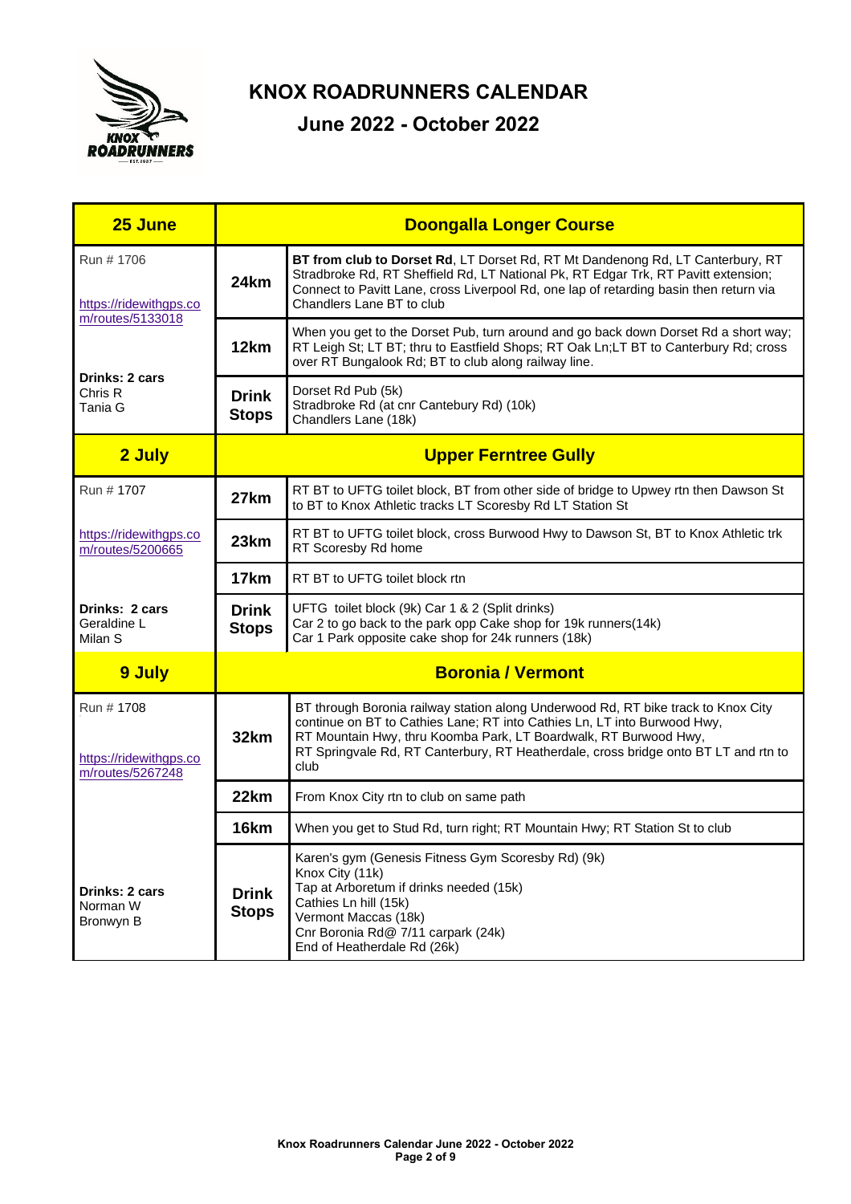# KNOX ROADRUNNERS CALENDAR

## June 2022 - October 2022

| 25 June | Doongalla Longer Course | |
|---|---|---|
| Run # 1706<br><br>https://ridewithgps.com/routes/5133018 | **24km** | **BT from club to Dorset Rd**, LT Dorset Rd, RT Mt Dandenong Rd, LT Canterbury, RT Stradbroke Rd, RT Sheffield Rd, LT National Pk, RT Edgar Trk, RT Pavitt extension; Connect to Pavitt Lane, cross Liverpool Rd, one lap of retarding basin then return via Chandlers Lane BT to club |
| | **12km** | When you get to the Dorset Pub, turn around and go back down Dorset Rd a short way; RT Leigh St; LT BT; thru to Eastfield Shops; RT Oak Ln;LT BT to Canterbury Rd; cross over RT Bungalook Rd; BT to club along railway line. |
| **Drinks: 2 cars**<br>Chris R<br>Tania G | **Drink Stops** | Dorset Rd Pub (5k)<br>Stradbroke Rd (at cnr Cantebury Rd) (10k)<br>Chandlers Lane (18k) |
| **2 July** | **Upper Ferntree Gully** | |
| Run # 1707 | **27km** | RT BT to UFTG toilet block, BT from other side of bridge to Upwey rtn then Dawson St to BT to Knox Athletic tracks LT Scoresby Rd LT Station St |
| https://ridewithgps.com/routes/5200665 | **23km** | RT BT to UFTG toilet block, cross Burwood Hwy to Dawson St, BT to Knox Athletic trk RT Scoresby Rd home |
| | **17km** | RT BT to UFTG toilet block rtn |
| **Drinks: 2 cars**<br>Geraldine L<br>Milan S | **Drink Stops** | UFTG toilet block (9k) Car 1 & 2 (Split drinks)<br>Car 2 to go back to the park opp Cake shop for 19k runners(14k)<br>Car 1 Park opposite cake shop for 24k runners (18k) |
| **9 July** | **Boronia / Vermont** | |
| Run # 1708<br><br>https://ridewithgps.com/routes/5267248 | **32km** | BT through Boronia railway station along Underwood Rd, RT bike track to Knox City continue on BT to Cathies Lane; RT into Cathies Ln, LT into Burwood Hwy,<br>RT Mountain Hwy, thru Koomba Park, LT Boardwalk, RT Burwood Hwy,<br>RT Springvale Rd, RT Canterbury, RT Heatherdale, cross bridge onto BT LT and rtn to club |
| | **22km** | From Knox City rtn to club on same path |
| | **16km** | When you get to Stud Rd, turn right; RT Mountain Hwy; RT Station St to club |
| **Drinks: 2 cars**<br>Norman W<br>Bronwyn B | **Drink Stops** | Karen's gym (Genesis Fitness Gym Scoresby Rd) (9k)<br>Knox City (11k)<br>Tap at Arboretum if drinks needed (15k)<br>Cathies Ln hill (15k)<br>Vermont Maccas (18k)<br>Cnr Boronia Rd@ 7/11 carpark (24k)<br>End of Heatherdale Rd (26k) |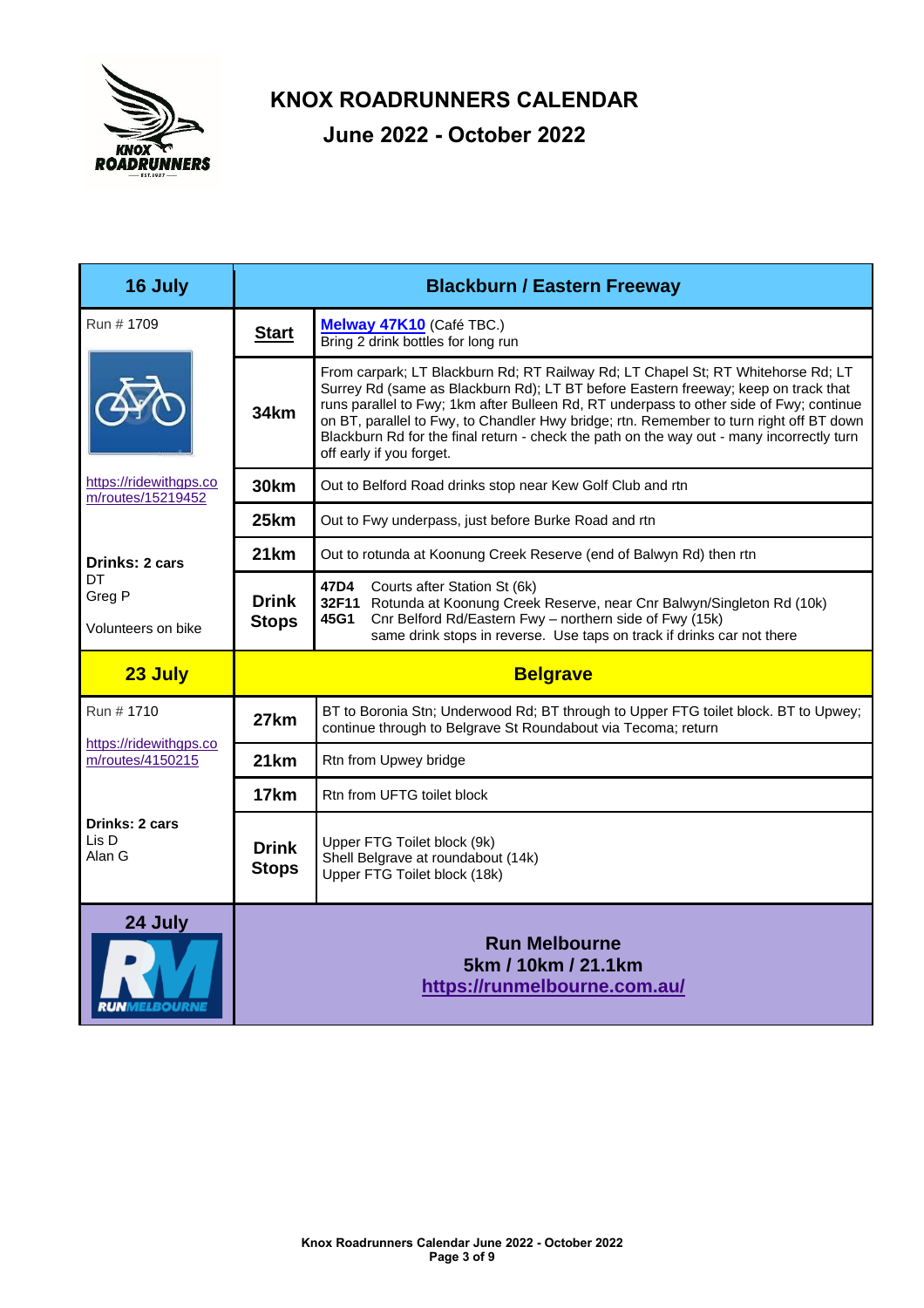# KNOX ROADRUNNERS CALENDAR

## June 2022 - October 2022

| 16 July | Blackburn / Eastern Freeway | |
|---|---|---|
| Run # 1709 | **Start** | **Melway 47K10** (Café TBC.) Bring 2 drink bottles for long run |
| | **34km** | From carpark; LT Blackburn Rd; RT Railway Rd; LT Chapel St; RT Whitehorse Rd; LT Surrey Rd (same as Blackburn Rd); LT BT before Eastern freeway; keep on track that runs parallel to Fwy; 1km after Bulleen Rd, RT underpass to other side of Fwy; continue on BT, parallel to Fwy, to Chandler Hwy bridge; rtn. Remember to turn right off BT down Blackburn Rd for the final return - check the path on the way out - many incorrectly turn off early if you forget. |
| https://ridewithgps.com/routes/15219452 | **30km** | Out to Belford Road drinks stop near Kew Golf Club and rtn |
| | **25km** | Out to Fwy underpass, just before Burke Road and rtn |
| **Drinks: 2 cars** | **21km** | Out to rotunda at Koonung Creek Reserve (end of Balwyn Rd) then rtn |
| DT<br>Greg P<br><br>Volunteers on bike | **Drink Stops** | **47D4** Courts after Station St (6k)<br>**32F11** Rotunda at Koonung Creek Reserve, near Cnr Balwyn/Singleton Rd (10k)<br>**45G1** Cnr Belford Rd/Eastern Fwy – northern side of Fwy (15k)<br>same drink stops in reverse. Use taps on track if drinks car not there |

| 23 July | Belgrave | |
|---|---|---|
| Run # 1710<br>https://ridewithgps.com/routes/4150215 | **27km** | BT to Boronia Stn; Underwood Rd; BT through to Upper FTG toilet block. BT to Upwey; continue through to Belgrave St Roundabout via Tecoma; return |
| | **21km** | Rtn from Upwey bridge |
| | **17km** | Rtn from UFTG toilet block |
| **Drinks: 2 cars**<br>Lis D<br>Alan G | **Drink Stops** | Upper FTG Toilet block (9k)<br>Shell Belgrave at roundabout (14k)<br>Upper FTG Toilet block (18k) |

| 24 July | Run Melbourne |
|---|---|
| RUN MELBOURNE | **Run Melbourne**<br>**5km / 10km / 21.1km**<br>**https://runmelbourne.com.au/** |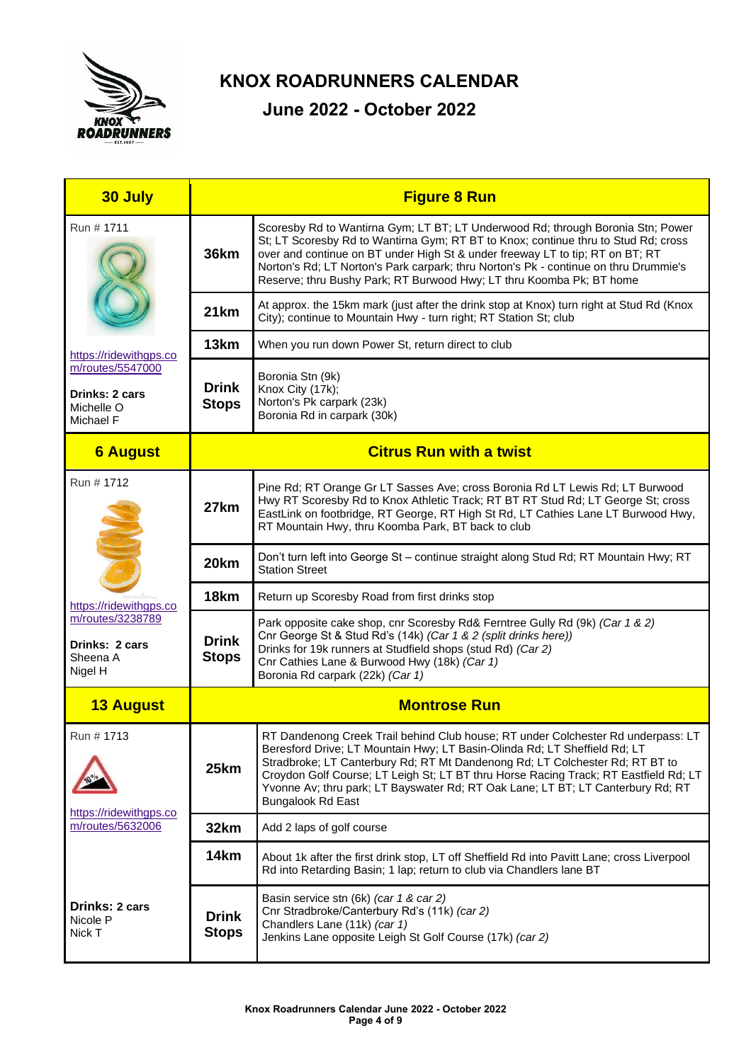# KNOX ROADRUNNERS CALENDAR

## June 2022 - October 2022

| 30 July | Figure 8 Run | |
|---|---|---|
| Run # 1711 | **36km** | Scoresby Rd to Wantirna Gym; LT BT; LT Underwood Rd; through Boronia Stn; Power St; LT Scoresby Rd to Wantirna Gym; RT BT to Knox; continue thru to Stud Rd; cross over and continue on BT under High St & under freeway LT to tip; RT on BT; RT Norton's Rd; LT Norton's Park carpark; thru Norton's Pk - continue on thru Drummie's Reserve; thru Bushy Park; RT Burwood Hwy; LT thru Koomba Pk; BT home |
| | **21km** | At approx. the 15km mark (just after the drink stop at Knox) turn right at Stud Rd (Knox City); continue to Mountain Hwy - turn right; RT Station St; club |
| https://ridewithgps.com/routes/5547000 | **13km** | When you run down Power St, return direct to club |
| **Drinks: 2 cars** Michelle O Michael F | **Drink Stops** | Boronia Stn (9k) Knox City (17k); Norton's Pk carpark (23k) Boronia Rd in carpark (30k) |
| **6 August** | **Citrus Run with a twist** | |
| Run # 1712 | **27km** | Pine Rd; RT Orange Gr LT Sasses Ave; cross Boronia Rd LT Lewis Rd; LT Burwood Hwy RT Scoresby Rd to Knox Athletic Track; RT BT RT Stud Rd; LT George St; cross EastLink on footbridge, RT George, RT High St Rd, LT Cathies Lane LT Burwood Hwy, RT Mountain Hwy, thru Koomba Park, BT back to club |
| | **20km** | Don't turn left into George St – continue straight along Stud Rd; RT Mountain Hwy; RT Station Street |
| https://ridewithgps.com/routes/3238789 | **18km** | Return up Scoresby Road from first drinks stop |
| **Drinks: 2 cars** Sheena A Nigel H | **Drink Stops** | Park opposite cake shop, cnr Scoresby Rd& Ferntree Gully Rd (9k) *(Car 1 & 2)* Cnr George St & Stud Rd's (14k) *(Car 1 & 2 (split drinks here))* Drinks for 19k runners at Studfield shops (stud Rd) *(Car 2)* Cnr Cathies Lane & Burwood Hwy (18k) *(Car 1)* Boronia Rd carpark (22k) *(Car 1)* |
| **13 August** | **Montrose Run** | |
| Run # 1713 | **25km** | RT Dandenong Creek Trail behind Club house; RT under Colchester Rd underpass: LT Beresford Drive; LT Mountain Hwy; LT Basin-Olinda Rd; LT Sheffield Rd; LT Stradbroke; LT Canterbury Rd; RT Mt Dandenong Rd; LT Colchester Rd; RT BT to Croydon Golf Course; LT Leigh St; LT BT thru Horse Racing Track; RT Eastfield Rd; LT Yvonne Av; thru park; LT Bayswater Rd; RT Oak Lane; LT BT; LT Canterbury Rd; RT Bungalook Rd East |
| https://ridewithgps.com/routes/5632006 | **32km** | Add 2 laps of golf course |
| | **14km** | About 1k after the first drink stop, LT off Sheffield Rd into Pavitt Lane; cross Liverpool Rd into Retarding Basin; 1 lap; return to club via Chandlers lane BT |
| **Drinks: 2 cars** Nicole P Nick T | **Drink Stops** | Basin service stn (6k) *(car 1 & car 2)* Cnr Stradbroke/Canterbury Rd's (11k) *(car 2)* Chandlers Lane (11k) *(car 1)* Jenkins Lane opposite Leigh St Golf Course (17k) *(car 2)* |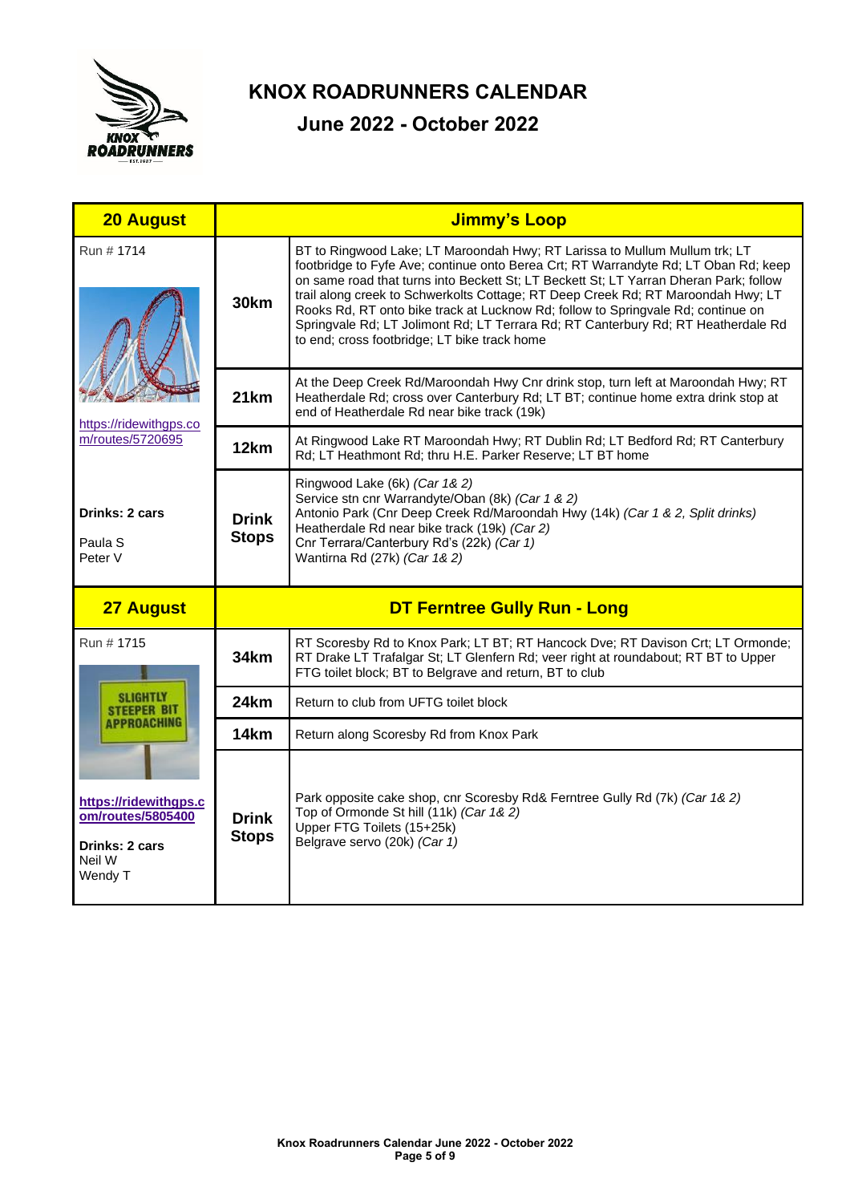# KNOX ROADRUNNERS CALENDAR

## June 2022 - October 2022

| **20 August** | | **Jimmy's Loop** |
|---|---|---|
| Run # 1714<br><br>https://ridewithgps.com/routes/5720695 | **30km** | BT to Ringwood Lake; LT Maroondah Hwy; RT Larissa to Mullum Mullum trk; LT footbridge to Fyfe Ave; continue onto Berea Crt; RT Warrandyte Rd; LT Oban Rd; keep on same road that turns into Beckett St; LT Beckett St; LT Yarran Dheran Park; follow trail along creek to Schwerkolts Cottage; RT Deep Creek Rd; RT Maroondah Hwy; LT Rooks Rd, RT onto bike track at Lucknow Rd; follow to Springvale Rd; continue on Springvale Rd; LT Jolimont Rd; LT Terrara Rd; RT Canterbury Rd; RT Heatherdale Rd to end; cross footbridge; LT bike track home |
| | **21km** | At the Deep Creek Rd/Maroondah Hwy Cnr drink stop, turn left at Maroondah Hwy; RT Heatherdale Rd; cross over Canterbury Rd; LT BT; continue home extra drink stop at end of Heatherdale Rd near bike track (19k) |
| | **12km** | At Ringwood Lake RT Maroondah Hwy; RT Dublin Rd; LT Bedford Rd; RT Canterbury Rd; LT Heathmont Rd; thru H.E. Parker Reserve; LT BT home |
| **Drinks: 2 cars**<br><br>Paula S<br>Peter V | **Drink Stops** | Ringwood Lake (6k) *(Car 1& 2)*<br>Service stn cnr Warrandyte/Oban (8k) *(Car 1 & 2)*<br>Antonio Park (Cnr Deep Creek Rd/Maroondah Hwy (14k) *(Car 1 & 2, Split drinks)*<br>Heatherdale Rd near bike track (19k) *(Car 2)*<br>Cnr Terrara/Canterbury Rd's (22k) *(Car 1)*<br>Wantirna Rd (27k) *(Car 1& 2)* |
| **27 August** | | **DT Ferntree Gully Run - Long** |
| Run # 1715 | **34km** | RT Scoresby Rd to Knox Park; LT BT; RT Hancock Dve; RT Davison Crt; LT Ormonde; RT Drake LT Trafalgar St; LT Glenfern Rd; veer right at roundabout; RT BT to Upper FTG toilet block; BT to Belgrave and return, BT to club |
| | **24km** | Return to club from UFTG toilet block |
| | **14km** | Return along Scoresby Rd from Knox Park |
| **https://ridewithgps.com/routes/5805400**<br><br>**Drinks: 2 cars**<br>Neil W<br>Wendy T | **Drink Stops** | Park opposite cake shop, cnr Scoresby Rd& Ferntree Gully Rd (7k) *(Car 1& 2)*<br>Top of Ormonde St hill (11k) *(Car 1& 2)*<br>Upper FTG Toilets (15+25k)<br>Belgrave servo (20k) *(Car 1)* |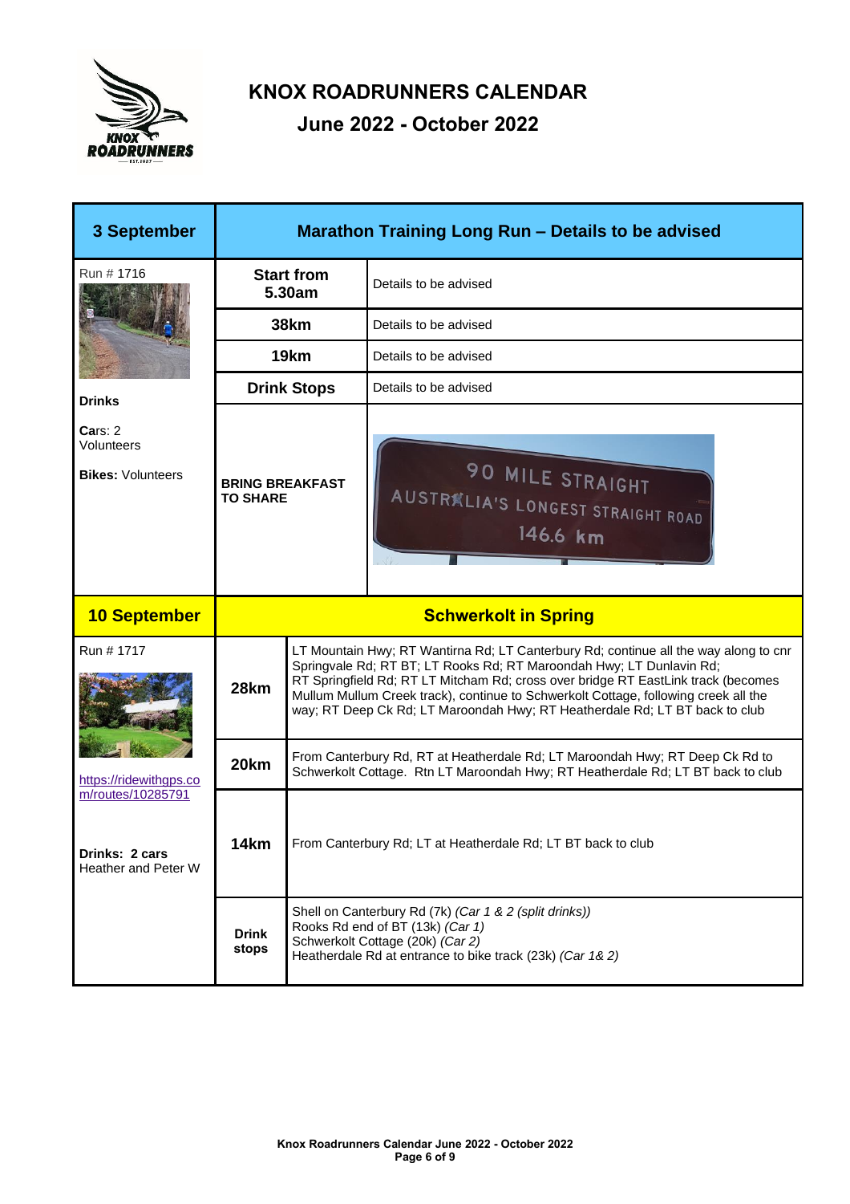# KNOX ROADRUNNERS CALENDAR

## June 2022 - October 2022

| 3 September | Marathon Training Long Run – Details to be advised | |
|---|---|---|
| Run # 1716 | **Start from 5.30am** | Details to be advised |
| | **38km** | Details to be advised |
| | **19km** | Details to be advised |
| **Drinks** | **Drink Stops** | Details to be advised |
| **Ca**rs: 2 Volunteers<br>**Bikes:** Volunteers | **BRING BREAKFAST TO SHARE** | 90 MILE STRAIGHT AUSTRALIA'S LONGEST STRAIGHT ROAD 146.6 km |

| 10 September | Schwerkolt in Spring | |
|---|---|---|
| Run # 1717 | **28km** | LT Mountain Hwy; RT Wantirna Rd; LT Canterbury Rd; continue all the way along to cnr Springvale Rd; RT BT; LT Rooks Rd; RT Maroondah Hwy; LT Dunlavin Rd; RT Springfield Rd; RT LT Mitcham Rd; cross over bridge RT EastLink track (becomes Mullum Mullum Creek track), continue to Schwerkolt Cottage, following creek all the way; RT Deep Ck Rd; LT Maroondah Hwy; RT Heatherdale Rd; LT BT back to club |
| https://ridewithgps.com/routes/10285791 | **20km** | From Canterbury Rd, RT at Heatherdale Rd; LT Maroondah Hwy; RT Deep Ck Rd to Schwerkolt Cottage. Rtn LT Maroondah Hwy; RT Heatherdale Rd; LT BT back to club |
| **Drinks: 2 cars**<br>Heather and Peter W | **14km** | From Canterbury Rd; LT at Heatherdale Rd; LT BT back to club |
| | **Drink stops** | Shell on Canterbury Rd (7k) *(Car 1 & 2 (split drinks))*<br>Rooks Rd end of BT (13k) *(Car 1)*<br>Schwerkolt Cottage (20k) *(Car 2)*<br>Heatherdale Rd at entrance to bike track (23k) *(Car 1& 2)* |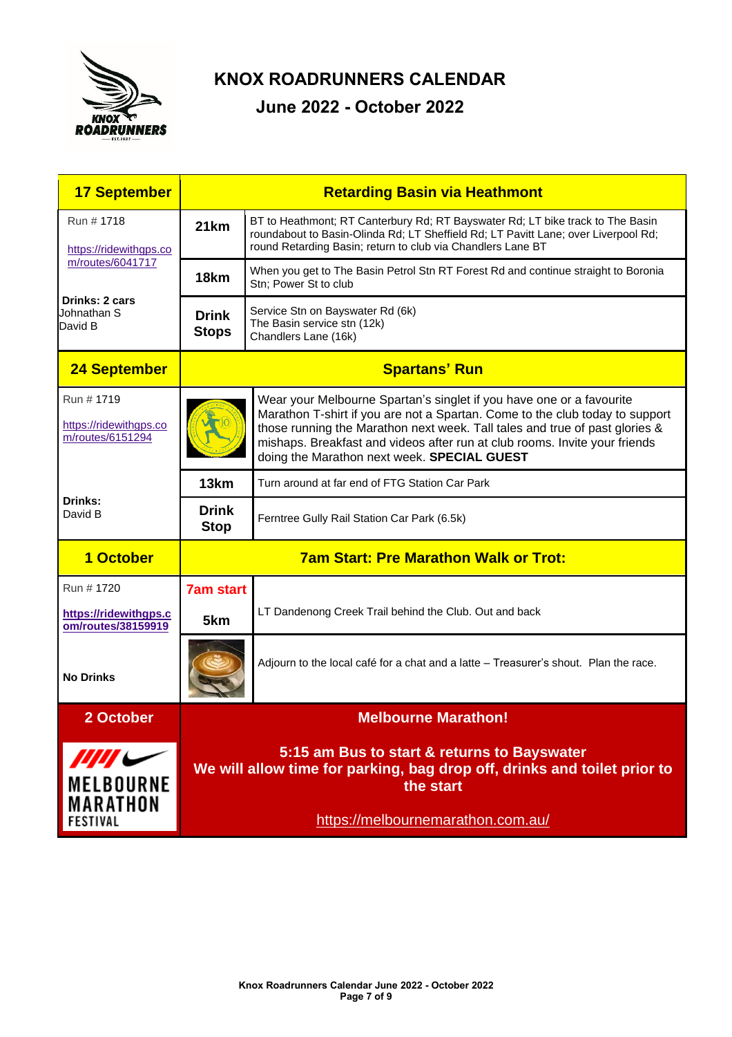# KNOX ROADRUNNERS CALENDAR

## June 2022 - October 2022

| **17 September** | **Retarding Basin via Heathmont** | |
|---|---|---|
| Run # 1718<br>https://ridewithgps.com/routes/6041717 | **21km** | BT to Heathmont; RT Canterbury Rd; RT Bayswater Rd; LT bike track to The Basin roundabout to Basin-Olinda Rd; LT Sheffield Rd; LT Pavitt Lane; over Liverpool Rd; round Retarding Basin; return to club via Chandlers Lane BT |
| | **18km** | When you get to The Basin Petrol Stn RT Forest Rd and continue straight to Boronia Stn; Power St to club |
| **Drinks: 2 cars**<br>Johnathan S<br>David B | **Drink Stops** | Service Stn on Bayswater Rd (6k)<br>The Basin service stn (12k)<br>Chandlers Lane (16k) |
| **24 September** | **Spartans' Run** | |
| Run # 1719<br>https://ridewithgps.com/routes/6151294 | | Wear your Melbourne Spartan's singlet if you have one or a favourite Marathon T-shirt if you are not a Spartan. Come to the club today to support those running the Marathon next week. Tall tales and true of past glories & mishaps. Breakfast and videos after run at club rooms. Invite your friends doing the Marathon next week. **SPECIAL GUEST** |
| | **13km** | Turn around at far end of FTG Station Car Park |
| **Drinks:**<br>David B | **Drink Stop** | Ferntree Gully Rail Station Car Park (6.5k) |
| **1 October** | **7am Start: Pre Marathon Walk or Trot:** | |
| Run # 1720<br>**https://ridewithgps.com/routes/38159919** | **7am start**<br>**5km** | LT Dandenong Creek Trail behind the Club. Out and back |
| **No Drinks** | | Adjourn to the local café for a chat and a latte – Treasurer's shout. Plan the race. |
| **2 October** | **Melbourne Marathon!** | |
| MELBOURNE MARATHON FESTIVAL | **5:15 am Bus to start & returns to Bayswater**<br>**We will allow time for parking, bag drop off, drinks and toilet prior to the start**<br>https://melbournemarathon.com.au/ | |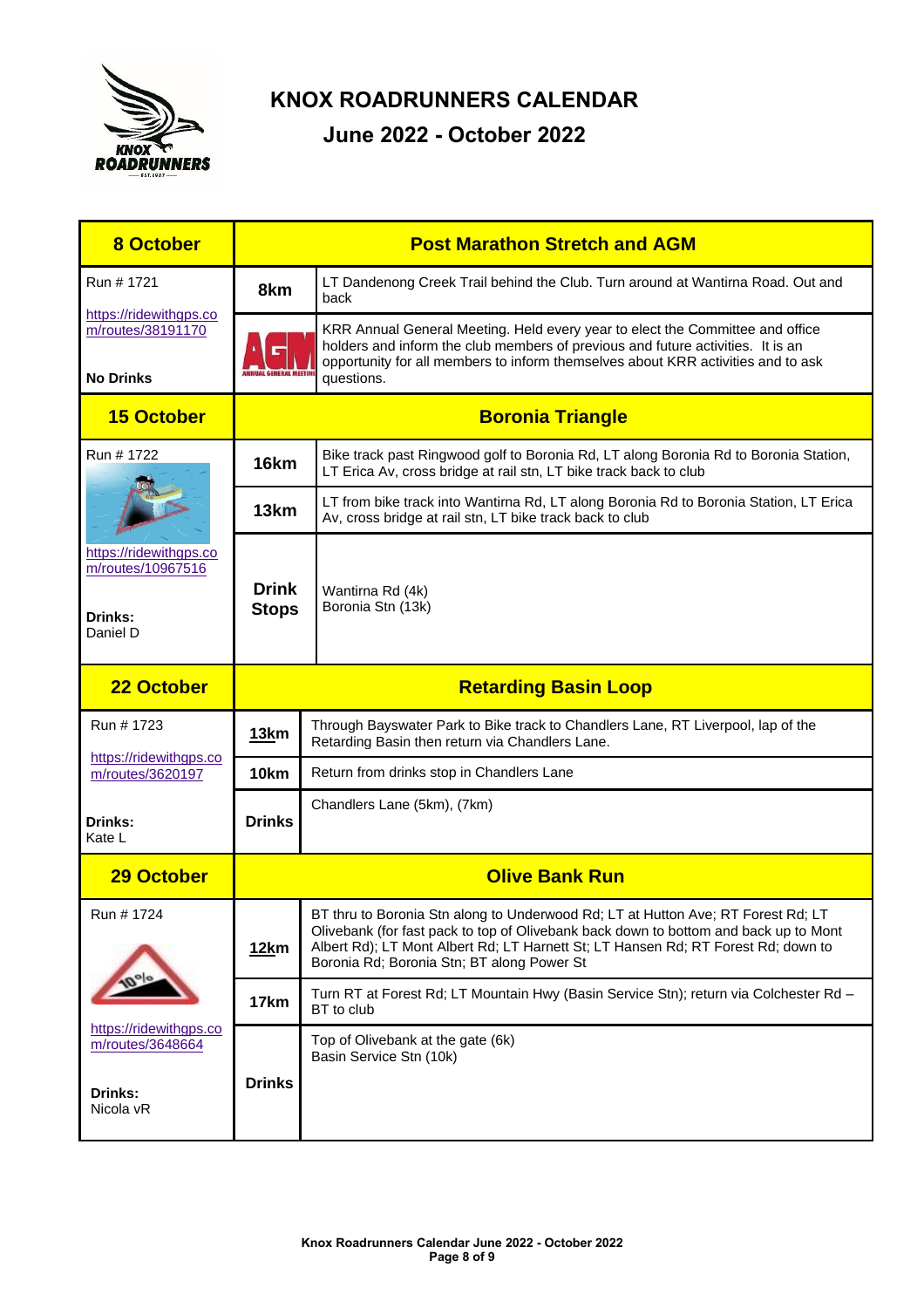# KNOX ROADRUNNERS CALENDAR

## June 2022 - October 2022

| 8 October | Post Marathon Stretch and AGM | |
|---|---|---|
| Run # 1721<br>https://ridewithgps.com/routes/38191170<br>**No Drinks** | **8km** | LT Dandenong Creek Trail behind the Club. Turn around at Wantirna Road. Out and back |
| | AGM | KRR Annual General Meeting. Held every year to elect the Committee and office holders and inform the club members of previous and future activities. It is an opportunity for all members to inform themselves about KRR activities and to ask questions. |
| **15 October** | **Boronia Triangle** | |
| Run # 1722<br>https://ridewithgps.com/routes/10967516<br>**Drinks:** Daniel D | **16km** | Bike track past Ringwood golf to Boronia Rd, LT along Boronia Rd to Boronia Station, LT Erica Av, cross bridge at rail stn, LT bike track back to club |
| | **13km** | LT from bike track into Wantirna Rd, LT along Boronia Rd to Boronia Station, LT Erica Av, cross bridge at rail stn, LT bike track back to club |
| | **Drink Stops** | Wantirna Rd (4k)<br>Boronia Stn (13k) |
| **22 October** | **Retarding Basin Loop** | |
| Run # 1723<br>https://ridewithgps.com/routes/3620197<br>**Drinks:** Kate L | **13km** | Through Bayswater Park to Bike track to Chandlers Lane, RT Liverpool, lap of the Retarding Basin then return via Chandlers Lane. |
| | **10km** | Return from drinks stop in Chandlers Lane |
| | **Drinks** | Chandlers Lane (5km), (7km) |
| **29 October** | **Olive Bank Run** | |
| Run # 1724<br>https://ridewithgps.com/routes/3648664<br>**Drinks:** Nicola vR | **12km** | BT thru to Boronia Stn along to Underwood Rd; LT at Hutton Ave; RT Forest Rd; LT Olivebank (for fast pack to top of Olivebank back down to bottom and back up to Mont Albert Rd); LT Mont Albert Rd; LT Harnett St; LT Hansen Rd; RT Forest Rd; down to Boronia Rd; Boronia Stn; BT along Power St |
| | **17km** | Turn RT at Forest Rd; LT Mountain Hwy (Basin Service Stn); return via Colchester Rd – BT to club |
| | **Drinks** | Top of Olivebank at the gate (6k)<br>Basin Service Stn (10k) |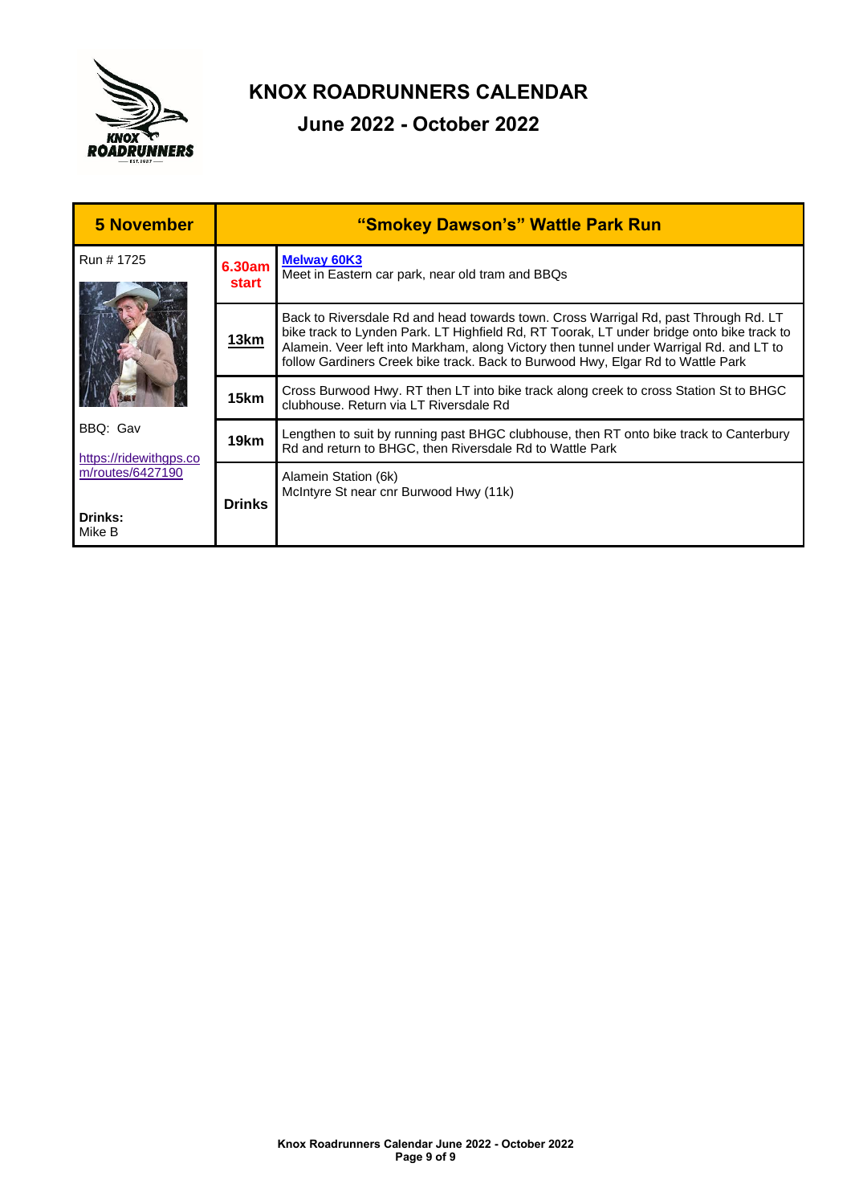# KNOX ROADRUNNERS CALENDAR

## June 2022 - October 2022

| 5 November | "Smokey Dawson's" Wattle Park Run | |
|---|---|---|
| Run # 1725 | **6.30am start** | **Melway 60K3**<br>Meet in Eastern car park, near old tram and BBQs |
| | **13km** | Back to Riversdale Rd and head towards town. Cross Warrigal Rd, past Through Rd. LT bike track to Lynden Park. LT Highfield Rd, RT Toorak, LT under bridge onto bike track to Alamein. Veer left into Markham, along Victory then tunnel under Warrigal Rd. and LT to follow Gardiners Creek bike track. Back to Burwood Hwy, Elgar Rd to Wattle Park |
| | **15km** | Cross Burwood Hwy. RT then LT into bike track along creek to cross Station St to BHGC clubhouse. Return via LT Riversdale Rd |
| BBQ: Gav<br>https://ridewithgps.com/routes/6427190 | **19km** | Lengthen to suit by running past BHGC clubhouse, then RT onto bike track to Canterbury Rd and return to BHGC, then Riversdale Rd to Wattle Park |
| **Drinks:**<br>Mike B | **Drinks** | Alamein Station (6k)<br>McIntyre St near cnr Burwood Hwy (11k) |